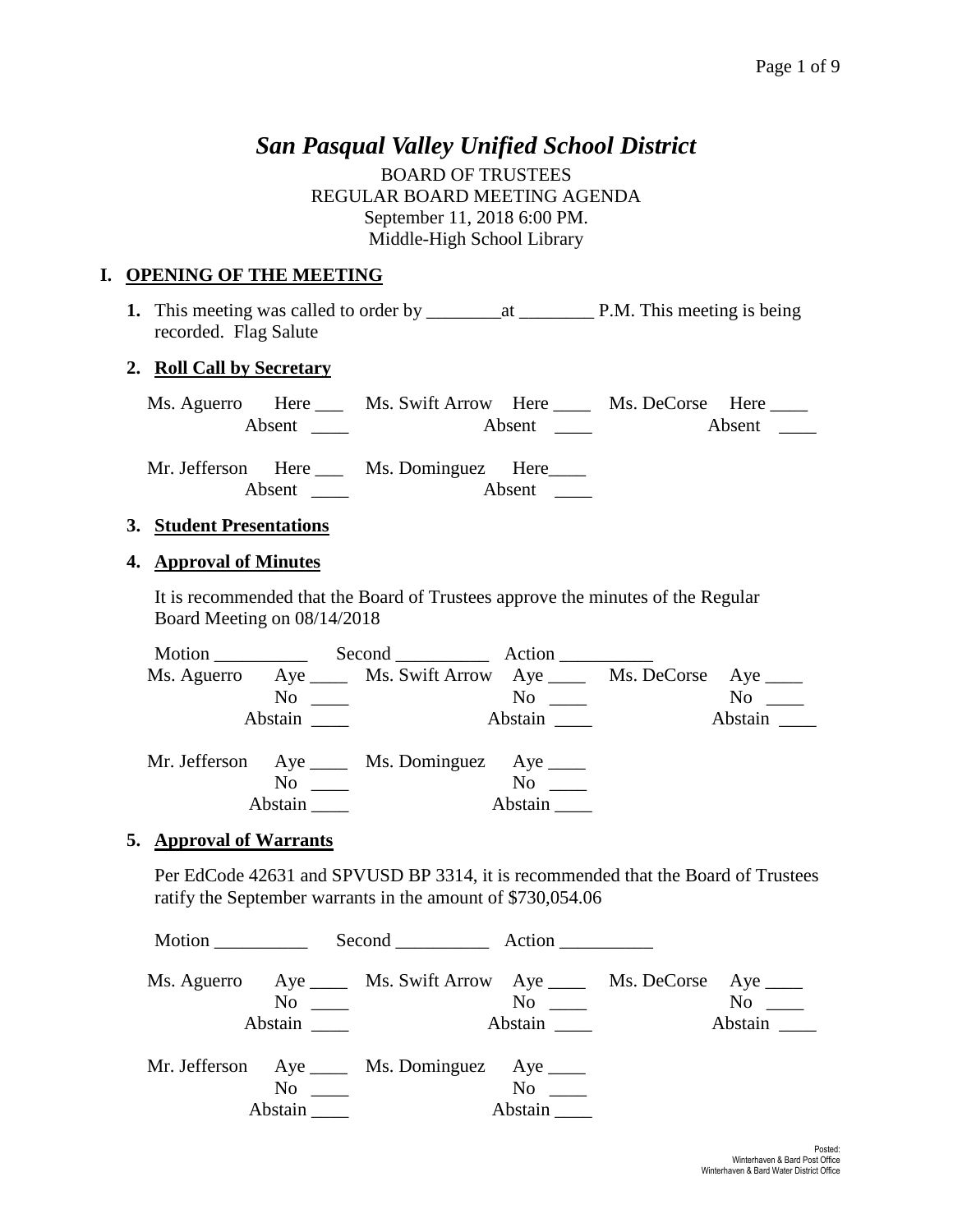# *San Pasqual Valley Unified School District*

BOARD OF TRUSTEES
REGULAR BOARD MEETING AGENDA
September 11, 2018 6:00 PM.
Middle-High School Library

## I. OPENING OF THE MEETING

**1.** This meeting was called to order by ________at ________ P.M. This meeting is being recorded. Flag Salute

**2. Roll Call by Secretary**

Ms. Aguerro Here ___ Absent ____
Ms. Swift Arrow Here ____ Absent ____
Ms. DeCorse Here ____ Absent ____

Mr. Jefferson Here ___ Absent ____
Ms. Dominguez Here____ Absent ____

**3. Student Presentations**

**4. Approval of Minutes**

It is recommended that the Board of Trustees approve the minutes of the Regular Board Meeting on 08/14/2018

Motion __________ Second __________ Action __________

Ms. Aguerro Aye ____ No ____ Abstain ____
Ms. Swift Arrow Aye ____ No ____ Abstain ____
Ms. DeCorse Aye ____ No ____ Abstain ____

Mr. Jefferson Aye ____ No ____ Abstain ____
Ms. Dominguez Aye ____ No ____ Abstain ____

**5. Approval of Warrants**

Per EdCode 42631 and SPVUSD BP 3314, it is recommended that the Board of Trustees ratify the September warrants in the amount of $730,054.06

Motion __________ Second __________ Action __________

Ms. Aguerro Aye ____ No ____ Abstain ____
Ms. Swift Arrow Aye ____ No ____ Abstain ____
Ms. DeCorse Aye ____ No ____ Abstain ____

Mr. Jefferson Aye ____ No ____ Abstain ____
Ms. Dominguez Aye ____ No ____ Abstain ____

Posted:
Winterhaven & Bard Post Office
Winterhaven & Bard Water District Office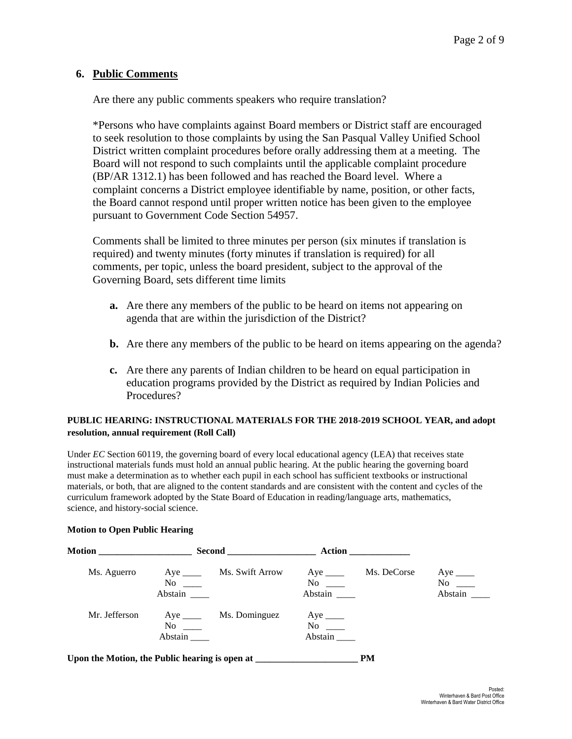## 6. Public Comments

Are there any public comments speakers who require translation?

*Persons who have complaints against Board members or District staff are encouraged to seek resolution to those complaints by using the San Pasqual Valley Unified School District written complaint procedures before orally addressing them at a meeting. The Board will not respond to such complaints until the applicable complaint procedure (BP/AR 1312.1) has been followed and has reached the Board level. Where a complaint concerns a District employee identifiable by name, position, or other facts, the Board cannot respond until proper written notice has been given to the employee pursuant to Government Code Section 54957.

Comments shall be limited to three minutes per person (six minutes if translation is required) and twenty minutes (forty minutes if translation is required) for all comments, per topic, unless the board president, subject to the approval of the Governing Board, sets different time limits

- **a.** Are there any members of the public to be heard on items not appearing on agenda that are within the jurisdiction of the District?
- **b.** Are there any members of the public to be heard on items appearing on the agenda?
- **c.** Are there any parents of Indian children to be heard on equal participation in education programs provided by the District as required by Indian Policies and Procedures?

**PUBLIC HEARING: INSTRUCTIONAL MATERIALS FOR THE 2018-2019 SCHOOL YEAR, and adopt resolution, annual requirement (Roll Call)**

Under *EC* Section 60119, the governing board of every local educational agency (LEA) that receives state instructional materials funds must hold an annual public hearing. At the public hearing the governing board must make a determination as to whether each pupil in each school has sufficient textbooks or instructional materials, or both, that are aligned to the content standards and are consistent with the content and cycles of the curriculum framework adopted by the State Board of Education in reading/language arts, mathematics, science, and history-social science.

**Motion to Open Public Hearing**

**Motion** ____________________ **Second** ___________________ **Action** _____________

| | | | | | |
|---|---|---|---|---|---|
| Ms. Aguerro | Aye ____ No ____ Abstain ____ | Ms. Swift Arrow | Aye ____ No ____ Abstain ____ | Ms. DeCorse | Aye ____ No ____ Abstain ____ |
| Mr. Jefferson | Aye ____ No ____ Abstain ____ | Ms. Dominguez | Aye ____ No ____ Abstain ____ | | |

**Upon the Motion, the Public hearing is open at ______________________ PM**

Posted:
Winterhaven & Bard Post Office
Winterhaven & Bard Water District Office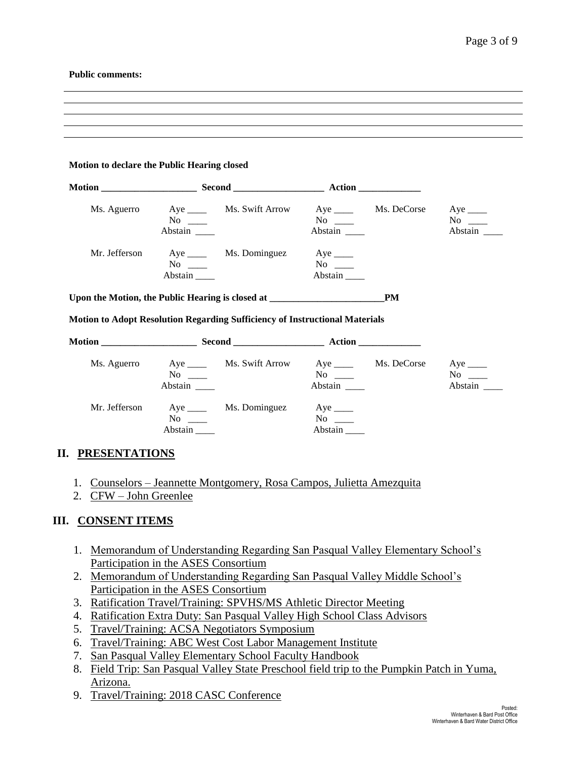**Public comments:**

______________________________________________________________________________

______________________________________________________________________________

______________________________________________________________________________

______________________________________________________________________________

______________________________________________________________________________

**Motion to declare the Public Hearing closed**

**Motion ____________________ Second ___________________ Action _____________**

| | | | | | |
|---|---|---|---|---|---|
| Ms. Aguerro | Aye ____<br>No ____<br>Abstain ____ | Ms. Swift Arrow | Aye ____<br>No ____<br>Abstain ____ | Ms. DeCorse | Aye ____<br>No ____<br>Abstain ____ |
| Mr. Jefferson | Aye ____<br>No ____<br>Abstain ____ | Ms. Dominguez | Aye ____<br>No ____<br>Abstain ____ | | |

**Upon the Motion, the Public Hearing is closed at ________________________PM**

**Motion to Adopt Resolution Regarding Sufficiency of Instructional Materials**

**Motion ____________________ Second ___________________ Action _____________**

| | | | | | |
|---|---|---|---|---|---|
| Ms. Aguerro | Aye ____<br>No ____<br>Abstain ____ | Ms. Swift Arrow | Aye ____<br>No ____<br>Abstain ____ | Ms. DeCorse | Aye ____<br>No ____<br>Abstain ____ |
| Mr. Jefferson | Aye ____<br>No ____<br>Abstain ____ | Ms. Dominguez | Aye ____<br>No ____<br>Abstain ____ | | |

## II. PRESENTATIONS

1. Counselors – Jeannette Montgomery, Rosa Campos, Julietta Amezquita
2. CFW – John Greenlee

## III. CONSENT ITEMS

1. Memorandum of Understanding Regarding San Pasqual Valley Elementary School's Participation in the ASES Consortium
2. Memorandum of Understanding Regarding San Pasqual Valley Middle School's Participation in the ASES Consortium
3. Ratification Travel/Training: SPVHS/MS Athletic Director Meeting
4. Ratification Extra Duty: San Pasqual Valley High School Class Advisors
5. Travel/Training: ACSA Negotiators Symposium
6. Travel/Training: ABC West Cost Labor Management Institute
7. San Pasqual Valley Elementary School Faculty Handbook
8. Field Trip: San Pasqual Valley State Preschool field trip to the Pumpkin Patch in Yuma, Arizona.
9. Travel/Training: 2018 CASC Conference

Posted:
Winterhaven & Bard Post Office
Winterhaven & Bard Water District Office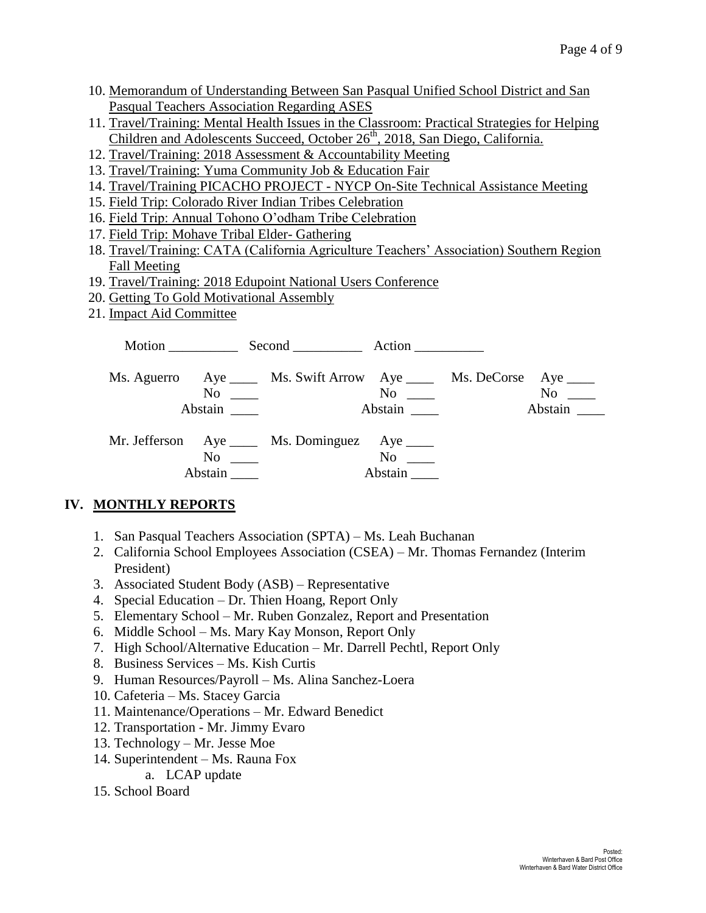10. Memorandum of Understanding Between San Pasqual Unified School District and San Pasqual Teachers Association Regarding ASES
11. Travel/Training: Mental Health Issues in the Classroom: Practical Strategies for Helping Children and Adolescents Succeed, October 26th, 2018, San Diego, California.
12. Travel/Training: 2018 Assessment & Accountability Meeting
13. Travel/Training: Yuma Community Job & Education Fair
14. Travel/Training PICACHO PROJECT - NYCP On-Site Technical Assistance Meeting
15. Field Trip: Colorado River Indian Tribes Celebration
16. Field Trip: Annual Tohono O'odham Tribe Celebration
17. Field Trip: Mohave Tribal Elder- Gathering
18. Travel/Training: CATA (California Agriculture Teachers' Association) Southern Region Fall Meeting
19. Travel/Training: 2018 Edupoint National Users Conference
20. Getting To Gold Motivational Assembly
21. Impact Aid Committee

Motion __________ Second __________ Action __________

| | | | | | |
|---|---|---|---|---|---|
| Ms. Aguerro | Aye ____ | Ms. Swift Arrow | Aye ____ | Ms. DeCorse | Aye ____ |
| | No ____ | | No ____ | | No ____ |
| | Abstain ____ | | Abstain ____ | | Abstain ____ |
| Mr. Jefferson | Aye ____ | Ms. Dominguez | Aye ____ | | |
| | No ____ | | No ____ | | |
| | Abstain ____ | | Abstain ____ | | |

## IV. MONTHLY REPORTS

1. San Pasqual Teachers Association (SPTA) – Ms. Leah Buchanan
2. California School Employees Association (CSEA) – Mr. Thomas Fernandez (Interim President)
3. Associated Student Body (ASB) – Representative
4. Special Education – Dr. Thien Hoang, Report Only
5. Elementary School – Mr. Ruben Gonzalez, Report and Presentation
6. Middle School – Ms. Mary Kay Monson, Report Only
7. High School/Alternative Education – Mr. Darrell Pechtl, Report Only
8. Business Services – Ms. Kish Curtis
9. Human Resources/Payroll – Ms. Alina Sanchez-Loera
10. Cafeteria – Ms. Stacey Garcia
11. Maintenance/Operations – Mr. Edward Benedict
12. Transportation - Mr. Jimmy Evaro
13. Technology – Mr. Jesse Moe
14. Superintendent – Ms. Rauna Fox
    a. LCAP update
15. School Board

Posted:
Winterhaven & Bard Post Office
Winterhaven & Bard Water District Office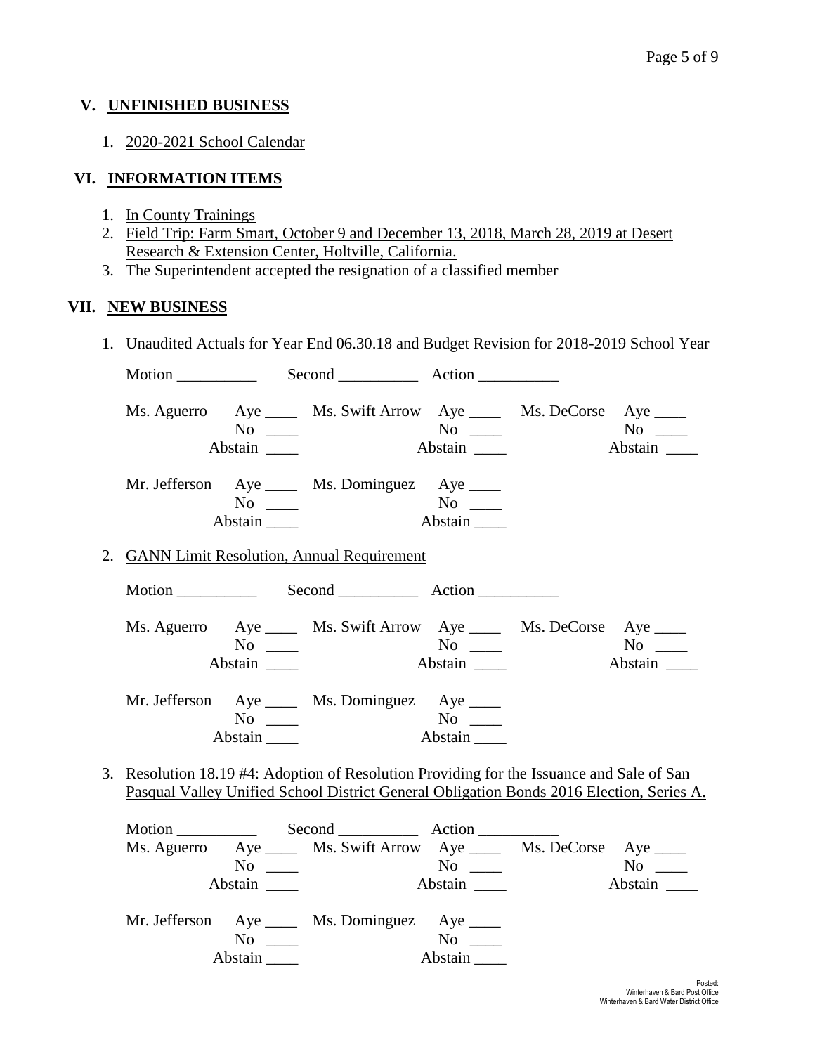## V. UNFINISHED BUSINESS

1. 2020-2021 School Calendar

## VI. INFORMATION ITEMS

1. In County Trainings
2. Field Trip: Farm Smart, October 9 and December 13, 2018, March 28, 2019 at Desert Research & Extension Center, Holtville, California.
3. The Superintendent accepted the resignation of a classified member

## VII. NEW BUSINESS

1. Unaudited Actuals for Year End 06.30.18 and Budget Revision for 2018-2019 School Year

   Motion __________ Second __________ Action __________

   Ms. Aguerro Aye ____ No ____ Abstain ____
   Ms. Swift Arrow Aye ____ No ____ Abstain ____
   Ms. DeCorse Aye ____ No ____ Abstain ____
   Mr. Jefferson Aye ____ No ____ Abstain ____
   Ms. Dominguez Aye ____ No ____ Abstain ____

2. GANN Limit Resolution, Annual Requirement

   Motion __________ Second __________ Action __________

   Ms. Aguerro Aye ____ No ____ Abstain ____
   Ms. Swift Arrow Aye ____ No ____ Abstain ____
   Ms. DeCorse Aye ____ No ____ Abstain ____
   Mr. Jefferson Aye ____ No ____ Abstain ____
   Ms. Dominguez Aye ____ No ____ Abstain ____

3. Resolution 18.19 #4: Adoption of Resolution Providing for the Issuance and Sale of San Pasqual Valley Unified School District General Obligation Bonds 2016 Election, Series A.

   Motion __________ Second __________ Action __________

   Ms. Aguerro Aye ____ No ____ Abstain ____
   Ms. Swift Arrow Aye ____ No ____ Abstain ____
   Ms. DeCorse Aye ____ No ____ Abstain ____
   Mr. Jefferson Aye ____ No ____ Abstain ____
   Ms. Dominguez Aye ____ No ____ Abstain ____

Posted:
Winterhaven & Bard Post Office
Winterhaven & Bard Water District Office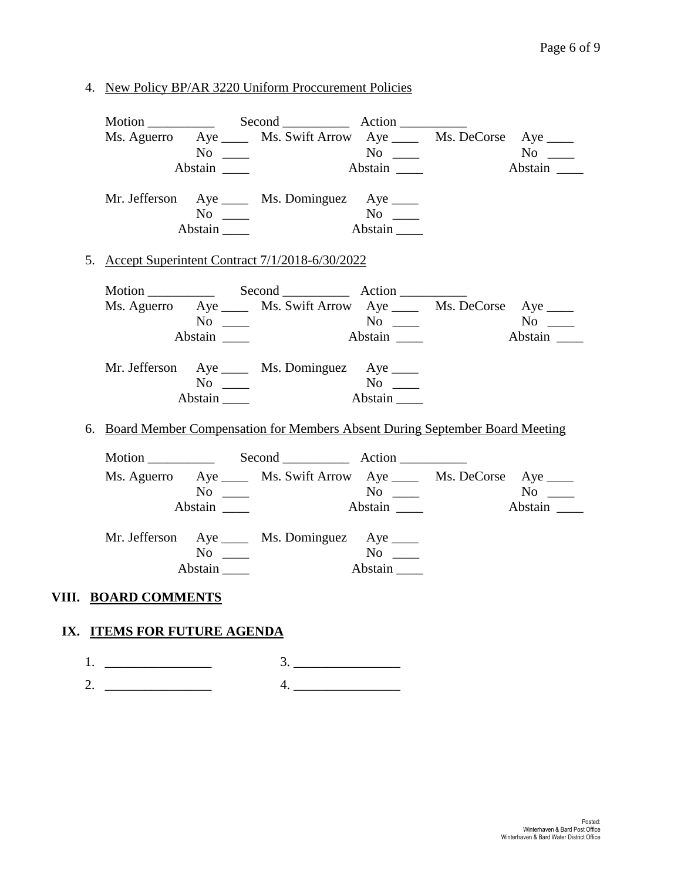4. New Policy BP/AR 3220 Uniform Proccurement Policies

Motion __________ Second __________ Action __________

| | | | | | |
|---|---|---|---|---|---|
| Ms. Aguerro | Aye ____ | Ms. Swift Arrow | Aye ____ | Ms. DeCorse | Aye ____ |
| | No ____ | | No ____ | | No ____ |
| | Abstain ____ | | Abstain ____ | | Abstain ____ |
| Mr. Jefferson | Aye ____ | Ms. Dominguez | Aye ____ | | |
| | No ____ | | No ____ | | |
| | Abstain ____ | | Abstain ____ | | |

5. Accept Superintent Contract 7/1/2018-6/30/2022

Motion __________ Second __________ Action __________

| | | | | | |
|---|---|---|---|---|---|
| Ms. Aguerro | Aye ____ | Ms. Swift Arrow | Aye ____ | Ms. DeCorse | Aye ____ |
| | No ____ | | No ____ | | No ____ |
| | Abstain ____ | | Abstain ____ | | Abstain ____ |
| Mr. Jefferson | Aye ____ | Ms. Dominguez | Aye ____ | | |
| | No ____ | | No ____ | | |
| | Abstain ____ | | Abstain ____ | | |

6. Board Member Compensation for Members Absent During September Board Meeting

Motion __________ Second __________ Action __________

| | | | | | |
|---|---|---|---|---|---|
| Ms. Aguerro | Aye ____ | Ms. Swift Arrow | Aye ____ | Ms. DeCorse | Aye ____ |
| | No ____ | | No ____ | | No ____ |
| | Abstain ____ | | Abstain ____ | | Abstain ____ |
| Mr. Jefferson | Aye ____ | Ms. Dominguez | Aye ____ | | |
| | No ____ | | No ____ | | |
| | Abstain ____ | | Abstain ____ | | |

## VIII. BOARD COMMENTS

## IX. ITEMS FOR FUTURE AGENDA

1. ________________ 3. ________________
2. ________________ 4. ________________

Posted:
Winterhaven & Bard Post Office
Winterhaven & Bard Water District Office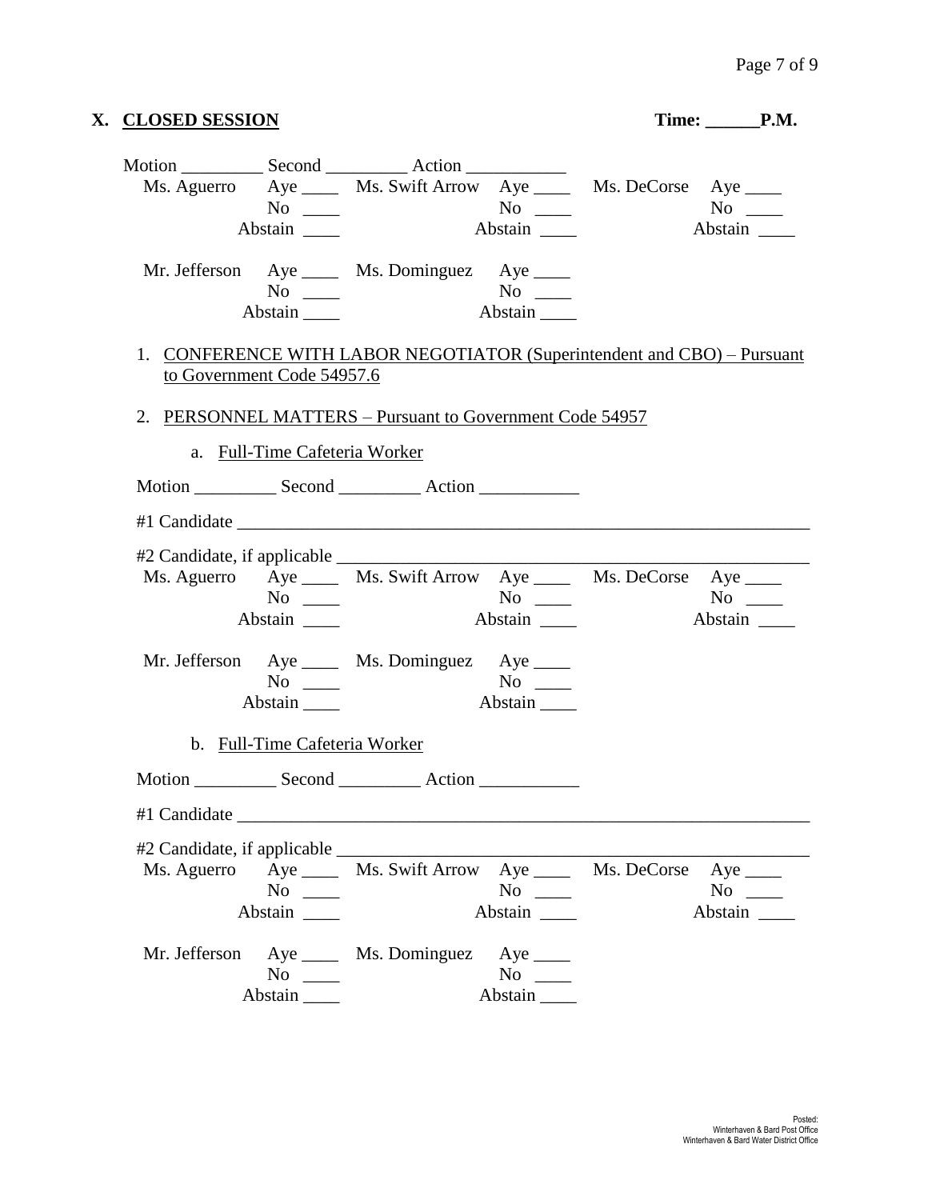## X. CLOSED SESSION

**Time: ______P.M.**

Motion _________ Second _________ Action ___________

| | | | | | |
|---|---|---|---|---|---|
| Ms. Aguerro | Aye ____ | Ms. Swift Arrow | Aye ____ | Ms. DeCorse | Aye ____ |
| | No ____ | | No ____ | | No ____ |
| | Abstain ____ | | Abstain ____ | | Abstain ____ |
| Mr. Jefferson | Aye ____ | Ms. Dominguez | Aye ____ | | |
| | No ____ | | No ____ | | |
| | Abstain ____ | | Abstain ____ | | |

1. CONFERENCE WITH LABOR NEGOTIATOR (Superintendent and CBO) – Pursuant to Government Code 54957.6

2. PERSONNEL MATTERS – Pursuant to Government Code 54957

   a. Full-Time Cafeteria Worker

Motion _________ Second _________ Action ___________

#1 Candidate ____________________________________________________________

#2 Candidate, if applicable _______________________________________________

| | | | | | |
|---|---|---|---|---|---|
| Ms. Aguerro | Aye ____ | Ms. Swift Arrow | Aye ____ | Ms. DeCorse | Aye ____ |
| | No ____ | | No ____ | | No ____ |
| | Abstain ____ | | Abstain ____ | | Abstain ____ |
| Mr. Jefferson | Aye ____ | Ms. Dominguez | Aye ____ | | |
| | No ____ | | No ____ | | |
| | Abstain ____ | | Abstain ____ | | |

   b. Full-Time Cafeteria Worker

Motion _________ Second _________ Action ___________

#1 Candidate ____________________________________________________________

#2 Candidate, if applicable _______________________________________________

| | | | | | |
|---|---|---|---|---|---|
| Ms. Aguerro | Aye ____ | Ms. Swift Arrow | Aye ____ | Ms. DeCorse | Aye ____ |
| | No ____ | | No ____ | | No ____ |
| | Abstain ____ | | Abstain ____ | | Abstain ____ |
| Mr. Jefferson | Aye ____ | Ms. Dominguez | Aye ____ | | |
| | No ____ | | No ____ | | |
| | Abstain ____ | | Abstain ____ | | |

Posted:
Winterhaven & Bard Post Office
Winterhaven & Bard Water District Office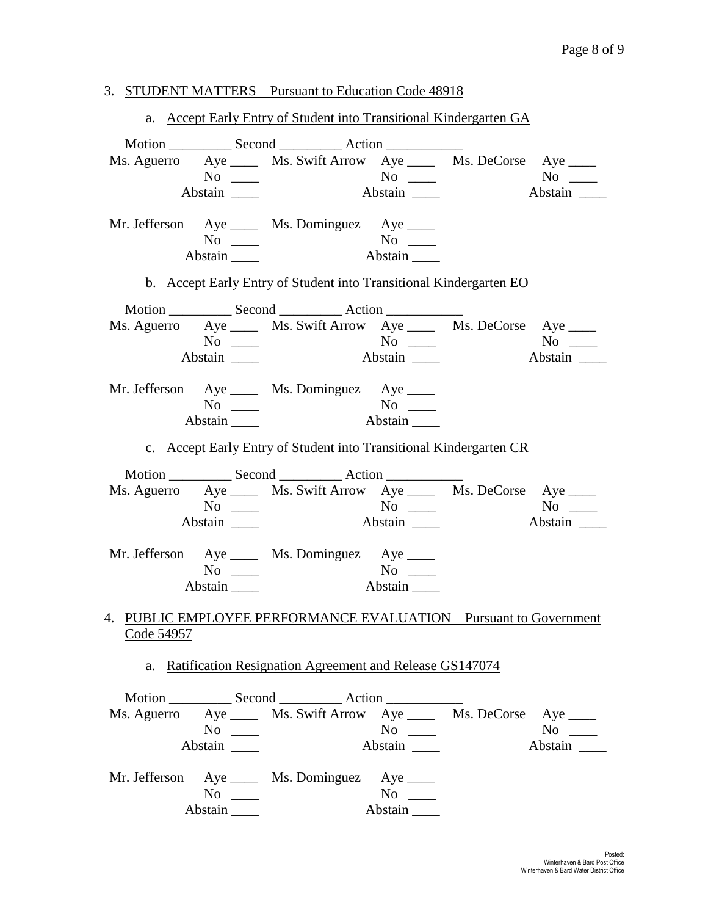3. STUDENT MATTERS – Pursuant to Education Code 48918

   a. Accept Early Entry of Student into Transitional Kindergarten GA

Motion _________ Second _________ Action ___________

| | | | | | |
|---|---|---|---|---|---|
| Ms. Aguerro | Aye ____ | Ms. Swift Arrow | Aye ____ | Ms. DeCorse | Aye ____ |
| | No ____ | | No ____ | | No ____ |
| | Abstain ____ | | Abstain ____ | | Abstain ____ |
| Mr. Jefferson | Aye ____ | Ms. Dominguez | Aye ____ | | |
| | No ____ | | No ____ | | |
| | Abstain ____ | | Abstain ____ | | |

   b. Accept Early Entry of Student into Transitional Kindergarten EO

Motion _________ Second _________ Action ___________

| | | | | | |
|---|---|---|---|---|---|
| Ms. Aguerro | Aye ____ | Ms. Swift Arrow | Aye ____ | Ms. DeCorse | Aye ____ |
| | No ____ | | No ____ | | No ____ |
| | Abstain ____ | | Abstain ____ | | Abstain ____ |
| Mr. Jefferson | Aye ____ | Ms. Dominguez | Aye ____ | | |
| | No ____ | | No ____ | | |
| | Abstain ____ | | Abstain ____ | | |

   c. Accept Early Entry of Student into Transitional Kindergarten CR

Motion _________ Second _________ Action ___________

| | | | | | |
|---|---|---|---|---|---|
| Ms. Aguerro | Aye ____ | Ms. Swift Arrow | Aye ____ | Ms. DeCorse | Aye ____ |
| | No ____ | | No ____ | | No ____ |
| | Abstain ____ | | Abstain ____ | | Abstain ____ |
| Mr. Jefferson | Aye ____ | Ms. Dominguez | Aye ____ | | |
| | No ____ | | No ____ | | |
| | Abstain ____ | | Abstain ____ | | |

4. PUBLIC EMPLOYEE PERFORMANCE EVALUATION – Pursuant to Government Code 54957

   a. Ratification Resignation Agreement and Release GS147074

Motion _________ Second _________ Action ___________

| | | | | | |
|---|---|---|---|---|---|
| Ms. Aguerro | Aye ____ | Ms. Swift Arrow | Aye ____ | Ms. DeCorse | Aye ____ |
| | No ____ | | No ____ | | No ____ |
| | Abstain ____ | | Abstain ____ | | Abstain ____ |
| Mr. Jefferson | Aye ____ | Ms. Dominguez | Aye ____ | | |
| | No ____ | | No ____ | | |
| | Abstain ____ | | Abstain ____ | | |

Posted:
Winterhaven & Bard Post Office
Winterhaven & Bard Water District Office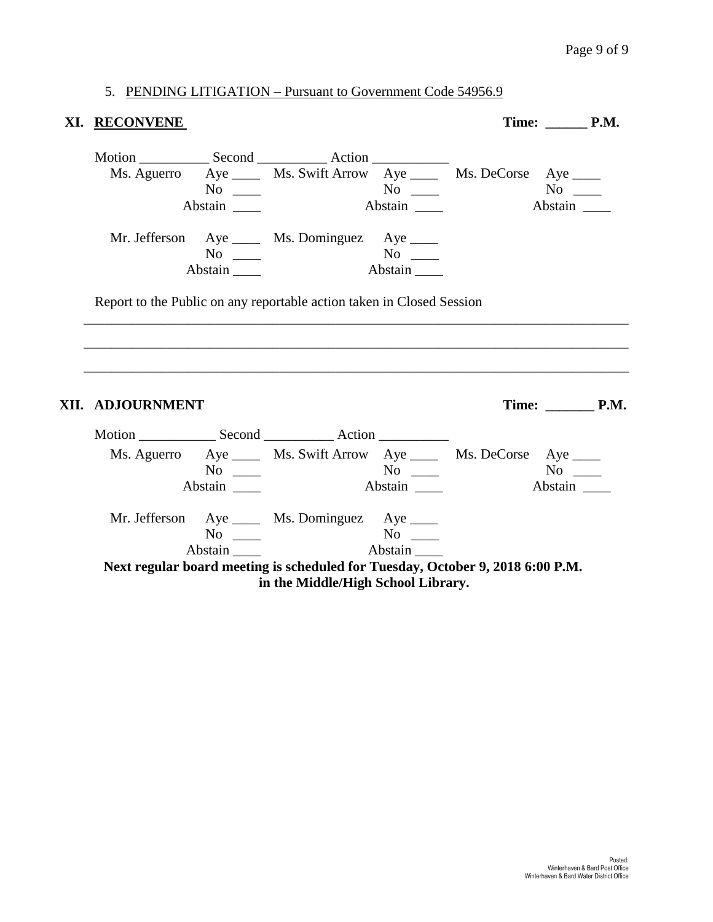5. PENDING LITIGATION – Pursuant to Government Code 54956.9

## XI. RECONVENE

**Time: ______ P.M.**

Motion __________ Second __________ Action ___________

| | | | | | |
|---|---|---|---|---|---|
| Ms. Aguerro | Aye ____ | Ms. Swift Arrow | Aye ____ | Ms. DeCorse | Aye ____ |
| | No ____ | | No ____ | | No ____ |
| | Abstain ____ | | Abstain ____ | | Abstain ____ |
| Mr. Jefferson | Aye ____ | Ms. Dominguez | Aye ____ | | |
| | No ____ | | No ____ | | |
| | Abstain ____ | | Abstain ____ | | |

Report to the Public on any reportable action taken in Closed Session

_______________________________________________________________________________

_______________________________________________________________________________

_______________________________________________________________________________

## XII. ADJOURNMENT

**Time: _______ P.M.**

Motion ___________ Second __________ Action __________

| | | | | | |
|---|---|---|---|---|---|
| Ms. Aguerro | Aye ____ | Ms. Swift Arrow | Aye ____ | Ms. DeCorse | Aye ____ |
| | No ____ | | No ____ | | No ____ |
| | Abstain ____ | | Abstain ____ | | Abstain ____ |
| Mr. Jefferson | Aye ____ | Ms. Dominguez | Aye ____ | | |
| | No ____ | | No ____ | | |
| | Abstain ____ | | Abstain ____ | | |

**Next regular board meeting is scheduled for Tuesday, October 9, 2018 6:00 P.M. in the Middle/High School Library.**

Posted:
Winterhaven & Bard Post Office
Winterhaven & Bard Water District Office